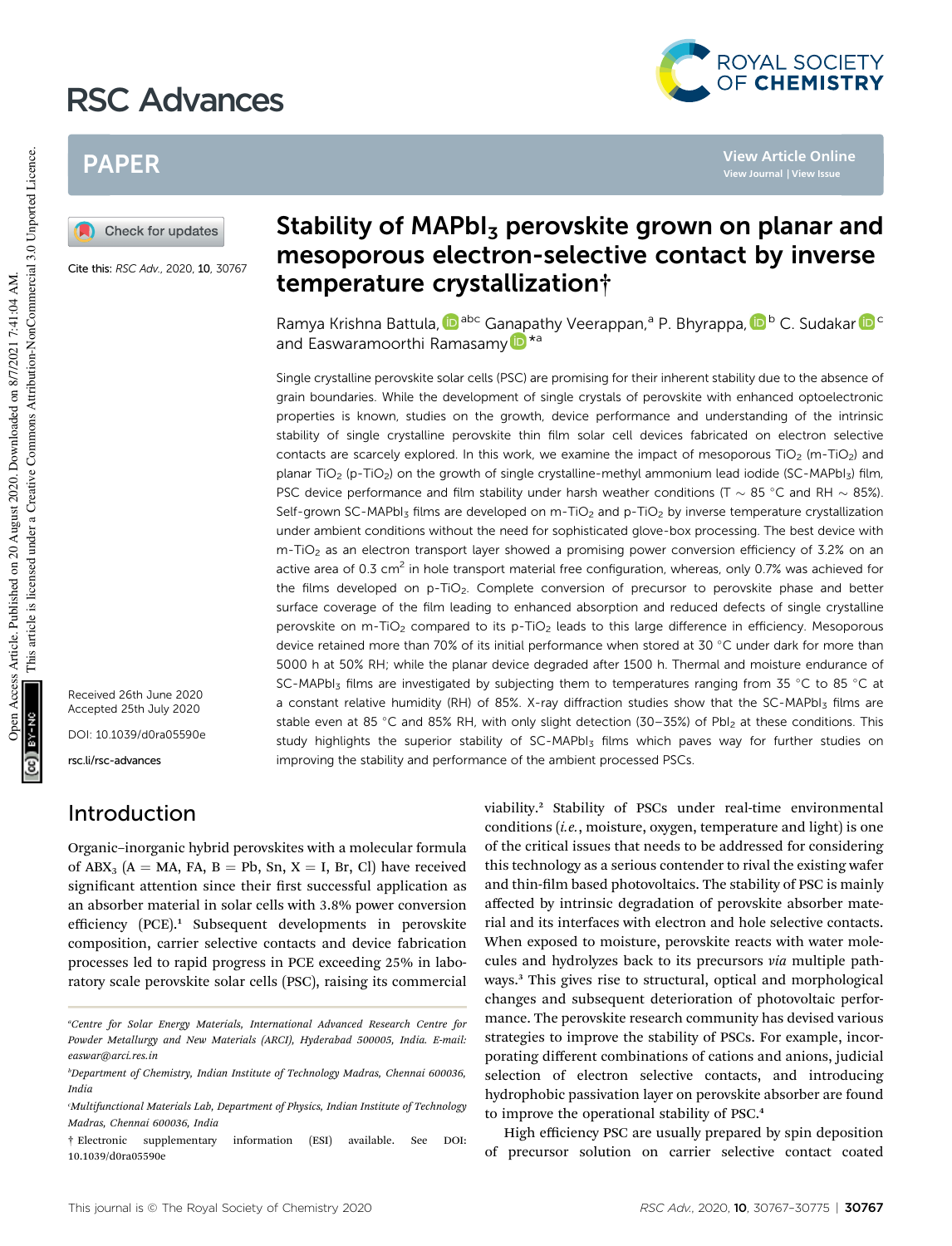# RSC Advances

## PAPER

Cite this: *RSC Adv.*, 2020, **10**, 30767

# Stability of $MAPbI_3$ perovskite grown on planar and mesoporous electron-selective contact by inverse temperature crystallization†

Ramya Krishna Battula,[abc] Ganapathy Veerappan,[a] P. Bhyrappa,[b] C. Sudakar[c] and Easwaramoorthi Ramasamy*[a]

Received 26th June 2020
Accepted 25th July 2020

DOI: 10.1039/d0ra05590e

rsc.li/rsc-advances

Single crystalline perovskite solar cells (PSC) are promising for their inherent stability due to the absence of grain boundaries. While the development of single crystals of perovskite with enhanced optoelectronic properties is known, studies on the growth, device performance and understanding of the intrinsic stability of single crystalline perovskite thin film solar cell devices fabricated on electron selective contacts are scarcely explored. In this work, we examine the impact of mesoporous $TiO_2$ (m-$TiO_2$) and planar $TiO_2$ (p-$TiO_2$) on the growth of single crystalline-methyl ammonium lead iodide (SC-$MAPbI_3$) film, PSC device performance and film stability under harsh weather conditions (T ∼ 85 °C and RH ∼ 85%). Self-grown SC-$MAPbI_3$ films are developed on m-$TiO_2$ and p-$TiO_2$ by inverse temperature crystallization under ambient conditions without the need for sophisticated glove-box processing. The best device with m-$TiO_2$ as an electron transport layer showed a promising power conversion efficiency of 3.2% on an active area of 0.3 $cm^2$ in hole transport material free configuration, whereas, only 0.7% was achieved for the films developed on p-$TiO_2$. Complete conversion of precursor to perovskite phase and better surface coverage of the film leading to enhanced absorption and reduced defects of single crystalline perovskite on m-$TiO_2$ compared to its p-$TiO_2$ leads to this large difference in efficiency. Mesoporous device retained more than 70% of its initial performance when stored at 30 °C under dark for more than 5000 h at 50% RH; while the planar device degraded after 1500 h. Thermal and moisture endurance of SC-$MAPbI_3$ films are investigated by subjecting them to temperatures ranging from 35 °C to 85 °C at a constant relative humidity (RH) of 85%. X-ray diffraction studies show that the SC-$MAPbI_3$ films are stable even at 85 °C and 85% RH, with only slight detection (30–35%) of $PbI_2$ at these conditions. This study highlights the superior stability of SC-$MAPbI_3$ films which paves way for further studies on improving the stability and performance of the ambient processed PSCs.

## Introduction

Organic–inorganic hybrid perovskites with a molecular formula of $ABX_3$ (A = MA, FA, B = Pb, Sn, X = I, Br, Cl) have received significant attention since their first successful application as an absorber material in solar cells with 3.8% power conversion efficiency (PCE).[1] Subsequent developments in perovskite composition, carrier selective contacts and device fabrication processes led to rapid progress in PCE exceeding 25% in laboratory scale perovskite solar cells (PSC), raising its commercial viability.[2] Stability of PSCs under real-time environmental conditions (*i.e.*, moisture, oxygen, temperature and light) is one of the critical issues that needs to be addressed for considering this technology as a serious contender to rival the existing wafer and thin-film based photovoltaics. The stability of PSC is mainly affected by intrinsic degradation of perovskite absorber material and its interfaces with electron and hole selective contacts. When exposed to moisture, perovskite reacts with water molecules and hydrolyzes back to its precursors *via* multiple pathways.[3] This gives rise to structural, optical and morphological changes and subsequent deterioration of photovoltaic performance. The perovskite research community has devised various strategies to improve the stability of PSCs. For example, incorporating different combinations of cations and anions, judicial selection of electron selective contacts, and introducing hydrophobic passivation layer on perovskite absorber are found to improve the operational stability of PSC.[4]

High efficiency PSC are usually prepared by spin deposition of precursor solution on carrier selective contact coated

---

[a] Centre for Solar Energy Materials, International Advanced Research Centre for Powder Metallurgy and New Materials (ARCI), Hyderabad 500005, India. E-mail: easwar@arci.res.in

[b] Department of Chemistry, Indian Institute of Technology Madras, Chennai 600036, India

[c] Multifunctional Materials Lab, Department of Physics, Indian Institute of Technology Madras, Chennai 600036, India

† Electronic supplementary information (ESI) available. See DOI: 10.1039/d0ra05590e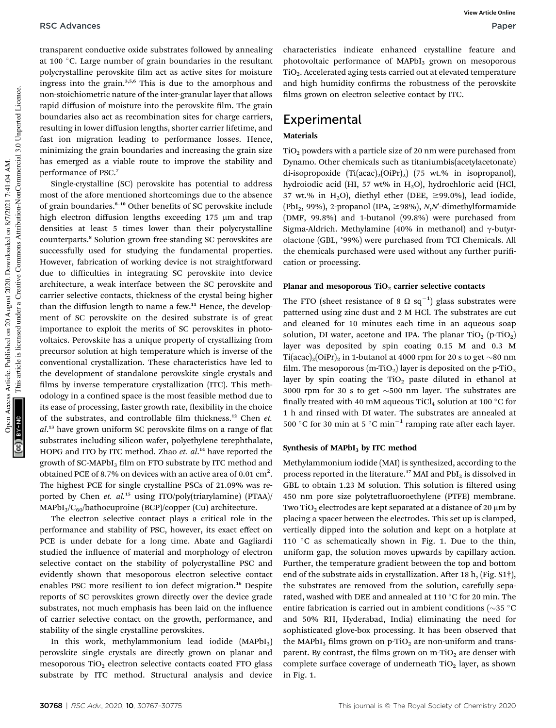transparent conductive oxide substrates followed by annealing at 100 °C. Large number of grain boundaries in the resultant polycrystalline perovskite film act as active sites for moisture ingress into the grain.[3,5,6] This is due to the amorphous and non-stoichiometric nature of the inter-granular layer that allows rapid diffusion of moisture into the perovskite film. The grain boundaries also act as recombination sites for charge carriers, resulting in lower diffusion lengths, shorter carrier lifetime, and fast ion migration leading to performance losses. Hence, minimizing the grain boundaries and increasing the grain size has emerged as a viable route to improve the stability and performance of PSC.[7]

Single-crystalline (SC) perovskite has potential to address most of the afore mentioned shortcomings due to the absence of grain boundaries.[8–10] Other benefits of SC perovskite include high electron diffusion lengths exceeding 175 μm and trap densities at least 5 times lower than their polycrystalline counterparts.[8] Solution grown free-standing SC perovskites are successfully used for studying the fundamental properties. However, fabrication of working device is not straightforward due to difficulties in integrating SC perovskite into device architecture, a weak interface between the SC perovskite and carrier selective contacts, thickness of the crystal being higher than the diffusion length to name a few.[11] Hence, the development of SC perovskite on the desired substrate is of great importance to exploit the merits of SC perovskites in photovoltaics. Perovskite has a unique property of crystallizing from precursor solution at high temperature which is inverse of the conventional crystallization. These characteristics have led to the development of standalone perovskite single crystals and films by inverse temperature crystallization (ITC). This methodology in a confined space is the most feasible method due to its ease of processing, faster growth rate, flexibility in the choice of the substrates, and controllable film thickness.[12] Chen *et al.*[13] have grown uniform SC perovskite films on a range of flat substrates including silicon wafer, polyethylene terephthalate, HOPG and ITO by ITC method. Zhao *et al.*[14] have reported the growth of SC-$MAPbI_3$ film on FTO substrate by ITC method and obtained PCE of 8.7% on devices with an active area of 0.01 $cm^2$. The highest PCE for single crystalline PSCs of 21.09% was reported by Chen *et. al.*[15] using ITO/poly(triarylamine) (PTAA)/$MAPbI_3$/$C_{60}$/bathocuproine (BCP)/copper (Cu) architecture.

The electron selective contact plays a critical role in the performance and stability of PSC, however, its exact effect on PCE is under debate for a long time. Abate and Gagliardi studied the influence of material and morphology of electron selective contact on the stability of polycrystalline PSC and evidently shown that mesoporous electron selective contact enables PSC more resilient to ion defect migration.[16] Despite reports of SC perovskites grown directly over the device grade substrates, not much emphasis has been laid on the influence of carrier selective contact on the growth, performance, and stability of the single crystalline perovskites.

In this work, methylammonium lead iodide ($MAPbI_3$) perovskite single crystals are directly grown on planar and mesoporous $TiO_2$ electron selective contacts coated FTO glass substrate by ITC method. Structural analysis and device characteristics indicate enhanced crystalline feature and photovoltaic performance of $MAPbI_3$ grown on mesoporous $TiO_2$. Accelerated aging tests carried out at elevated temperature and high humidity confirms the robustness of the perovskite films grown on electron selective contact by ITC.

## Experimental

### Materials

$TiO_2$ powders with a particle size of 20 nm were purchased from Dynamo. Other chemicals such as titaniumbis(acetylacetonate) di-isopropoxide ($Ti(acac)_2(OiPr)_2$) (75 wt.% in isopropanol), hydroiodic acid (HI, 57 wt% in $H_2O$), hydrochloric acid (HCl, 37 wt.% in $H_2O$), diethyl ether (DEE, ≥99.0%), lead iodide, ($PbI_2$, 99%), 2-propanol (IPA, ≥98%), *N*,*N*′-dimethylformamide (DMF, 99.8%) and 1-butanol (99.8%) were purchased from Sigma-Aldrich. Methylamine (40% in methanol) and γ-butyrolactone (GBL, ˃99%) were purchased from TCI Chemicals. All the chemicals purchased were used without any further purification or processing.

### Planar and mesoporous $TiO_2$ carrier selective contacts

The FTO (sheet resistance of 8 Ω $sq^{-1}$) glass substrates were patterned using zinc dust and 2 M HCl. The substrates are cut and cleaned for 10 minutes each time in an aqueous soap solution, DI water, acetone and IPA. The planar $TiO_2$ (p-$TiO_2$) layer was deposited by spin coating 0.15 M and 0.3 M $Ti(acac)_2(OiPr)_2$ in 1-butanol at 4000 rpm for 20 s to get ∼80 nm film. The mesoporous (m-$TiO_2$) layer is deposited on the p-$TiO_2$ layer by spin coating the $TiO_2$ paste diluted in ethanol at 3000 rpm for 30 s to get ∼500 nm layer. The substrates are finally treated with 40 mM aqueous $TiCl_4$ solution at 100 °C for 1 h and rinsed with DI water. The substrates are annealed at 500 °C for 30 min at 5 °C $min^{-1}$ ramping rate after each layer.

### Synthesis of $MAPbI_3$ by ITC method

Methylammonium iodide (MAI) is synthesized, according to the process reported in the literature.[17] MAI and $PbI_2$ is dissolved in GBL to obtain 1.23 M solution. This solution is filtered using 450 nm pore size polytetrafluoroethylene (PTFE) membrane. Two $TiO_2$ electrodes are kept separated at a distance of 20 μm by placing a spacer between the electrodes. This set up is clamped, vertically dipped into the solution and kept on a hotplate at 110 °C as schematically shown in Fig. 1. Due to the thin, uniform gap, the solution moves upwards by capillary action. Further, the temperature gradient between the top and bottom end of the substrate aids in crystallization. After 18 h, (Fig. S1†), the substrates are removed from the solution, carefully separated, washed with DEE and annealed at 110 °C for 20 min. The entire fabrication is carried out in ambient conditions (∼35 °C and 50% RH, Hyderabad, India) eliminating the need for sophisticated glove-box processing. It has been observed that the $MAPbI_3$ films grown on p-$TiO_2$ are non-uniform and transparent. By contrast, the films grown on m-$TiO_2$ are denser with complete surface coverage of underneath $TiO_2$ layer, as shown in Fig. 1.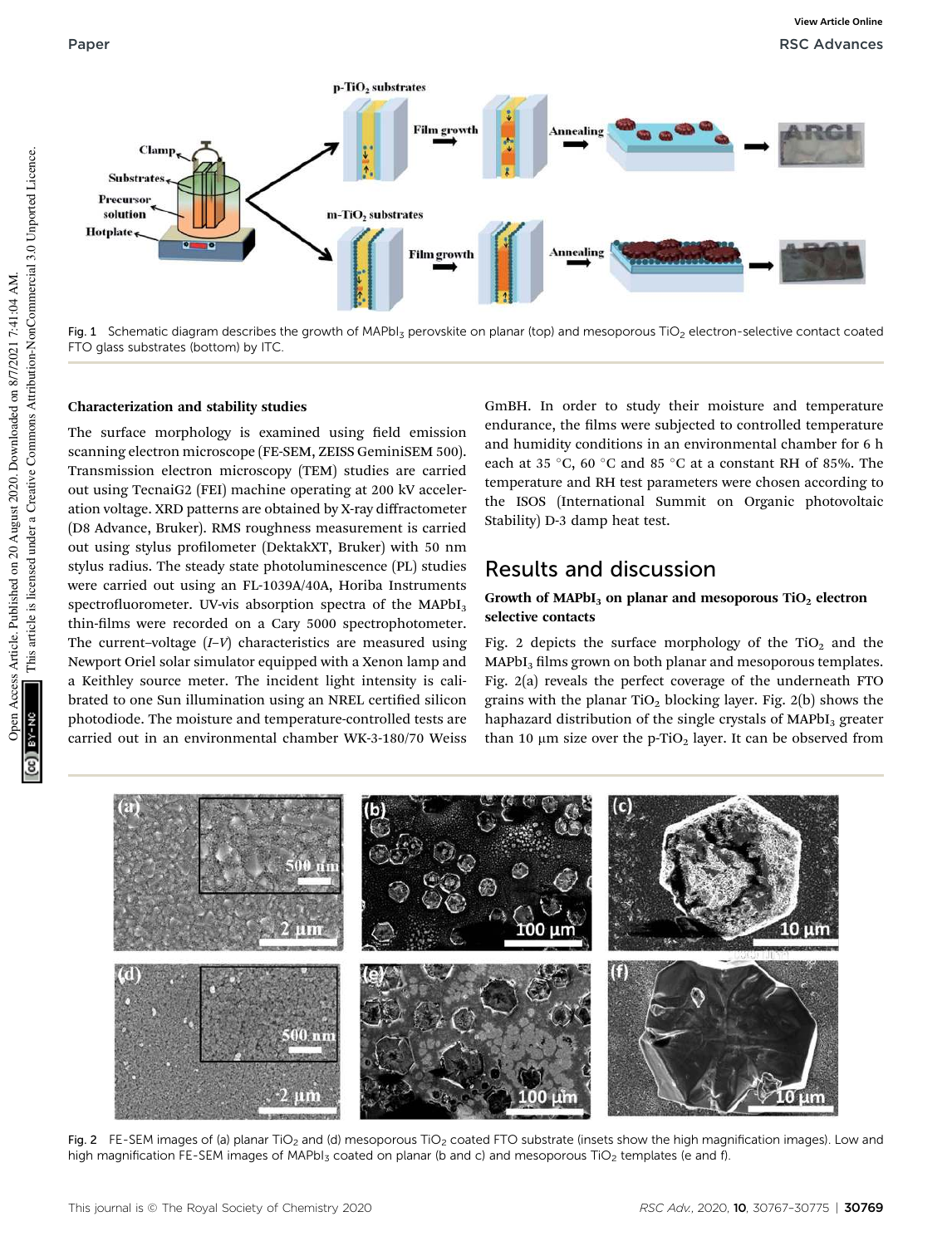p-TiO$_2$ substrates

Clamp

Substrates

Precursor solution

Hotplate

Film growth

Annealing

m-TiO$_2$ substrates

Film growth

Annealing

Fig. 1 Schematic diagram describes the growth of MAPbI$_3$ perovskite on planar (top) and mesoporous TiO$_2$ electron-selective contact coated FTO glass substrates (bottom) by ITC.

### Characterization and stability studies

The surface morphology is examined using field emission scanning electron microscope (FE-SEM, ZEISS GeminiSEM 500). Transmission electron microscopy (TEM) studies are carried out using TecnaiG2 (FEI) machine operating at 200 kV acceleration voltage. XRD patterns are obtained by X-ray diffractometer (D8 Advance, Bruker). RMS roughness measurement is carried out using stylus profilometer (DektakXT, Bruker) with 50 nm stylus radius. The steady state photoluminescence (PL) studies were carried out using an FL-1039A/40A, Horiba Instruments spectrofluorometer. UV-vis absorption spectra of the MAPbI$_3$ thin-films were recorded on a Cary 5000 spectrophotometer. The current–voltage (*I*–*V*) characteristics are measured using Newport Oriel solar simulator equipped with a Xenon lamp and a Keithley source meter. The incident light intensity is calibrated to one Sun illumination using an NREL certified silicon photodiode. The moisture and temperature-controlled tests are carried out in an environmental chamber WK-3-180/70 Weiss GmBH. In order to study their moisture and temperature endurance, the films were subjected to controlled temperature and humidity conditions in an environmental chamber for 6 h each at 35 °C, 60 °C and 85 °C at a constant RH of 85%. The temperature and RH test parameters were chosen according to the ISOS (International Summit on Organic photovoltaic Stability) D-3 damp heat test.

## Results and discussion

### Growth of MAPbI$_3$ on planar and mesoporous TiO$_2$ electron selective contacts

Fig. 2 depicts the surface morphology of the TiO$_2$ and the MAPbI$_3$ films grown on both planar and mesoporous templates. Fig. 2(a) reveals the perfect coverage of the underneath FTO grains with the planar TiO$_2$ blocking layer. Fig. 2(b) shows the haphazard distribution of the single crystals of MAPbI$_3$ greater than 10 μm size over the p-TiO$_2$ layer. It can be observed from

(a) 500 nm 2 μm

(b) 100 μm

(c) 10 μm

(d) 500 nm 2 μm

(e) 100 μm

(f) 10 μm

Fig. 2 FE-SEM images of (a) planar TiO$_2$ and (d) mesoporous TiO$_2$ coated FTO substrate (insets show the high magnification images). Low and high magnification FE-SEM images of MAPbI$_3$ coated on planar (b and c) and mesoporous TiO$_2$ templates (e and f).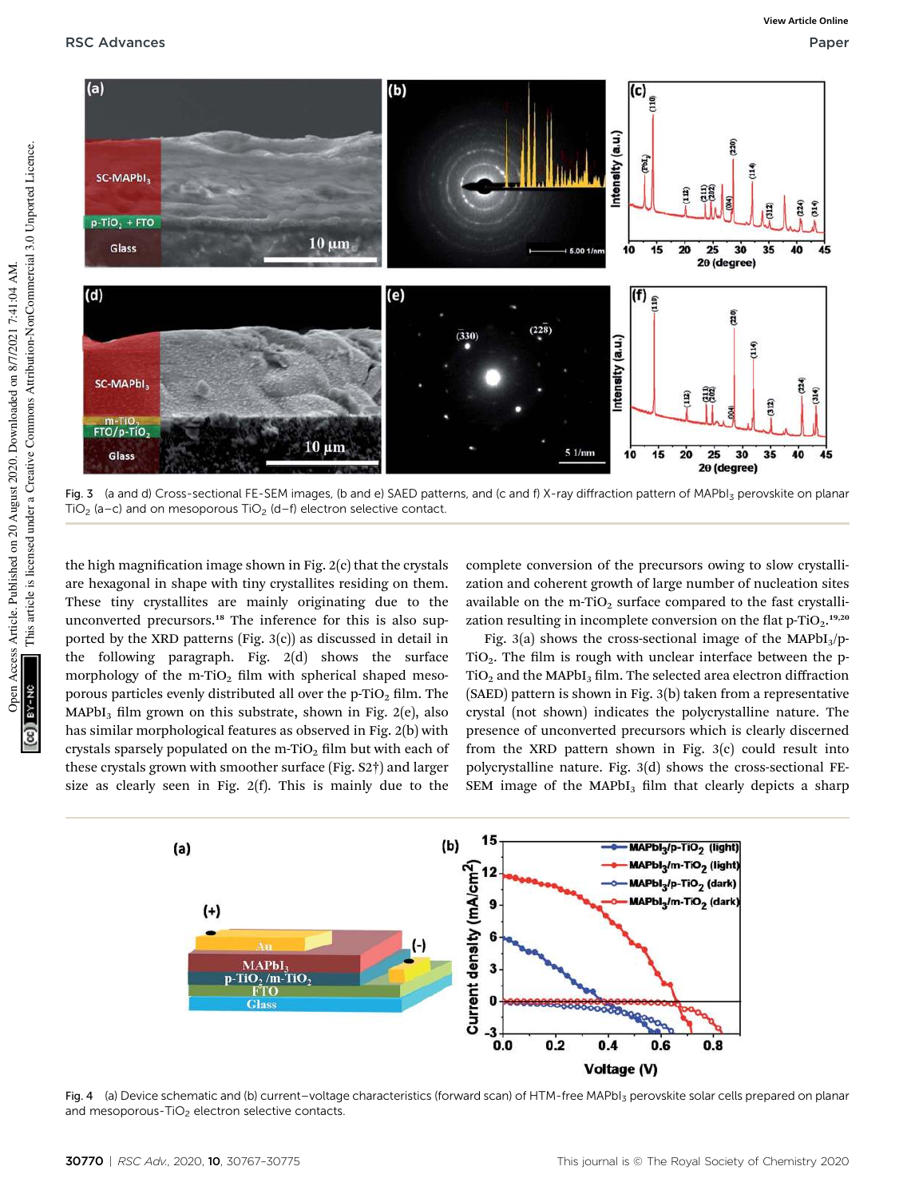(a)

SC-MAPbI$_3$

p-TiO$_2$ + FTO

Glass

10 μm

(b)

5.00 1/nm

(c)

Intensity (a.u.)

(110)

(PbI$_2$)

(112)

(211)
(202)

(004)

(220)

(114)

(312)

(224)

(314)

10 15 20 25 30 35 40 45

2θ (degree)

(d)

SC-MAPbI$_3$

m-TiO$_2$

FTO/p-TiO$_2$

Glass

10 μm

(e)

(330)

(228)

5 1/nm

(f)

Intensity (a.u.)

(110)

(112)

(211)
(202)

(004)

(220)

(114)

(312)

(224)

(314)

10 15 20 25 30 35 40 45

2θ (degree)

Fig. 3 (a and d) Cross-sectional FE-SEM images, (b and e) SAED patterns, and (c and f) X-ray diffraction pattern of $MAPbI_3$ perovskite on planar $TiO_2$ (a–c) and on mesoporous $TiO_2$ (d–f) electron selective contact.

the high magnification image shown in Fig. 2(c) that the crystals are hexagonal in shape with tiny crystallites residing on them. These tiny crystallites are mainly originating due to the unconverted precursors.[18] The inference for this is also supported by the XRD patterns (Fig. 3(c)) as discussed in detail in the following paragraph. Fig. 2(d) shows the surface morphology of the m-$TiO_2$ film with spherical shaped mesoporous particles evenly distributed all over the p-$TiO_2$ film. The $MAPbI_3$ film grown on this substrate, shown in Fig. 2(e), also has similar morphological features as observed in Fig. 2(b) with crystals sparsely populated on the m-$TiO_2$ film but with each of these crystals grown with smoother surface (Fig. S2†) and larger size as clearly seen in Fig. 2(f). This is mainly due to the complete conversion of the precursors owing to slow crystallization and coherent growth of large number of nucleation sites available on the m-$TiO_2$ surface compared to the fast crystallization resulting in incomplete conversion on the flat p-$TiO_2$.[19,20]

Fig. 3(a) shows the cross-sectional image of the $MAPbI_3$/p-$TiO_2$. The film is rough with unclear interface between the p-$TiO_2$ and the $MAPbI_3$ film. The selected area electron diffraction (SAED) pattern is shown in Fig. 3(b) taken from a representative crystal (not shown) indicates the polycrystalline nature. The presence of unconverted precursors which is clearly discerned from the XRD pattern shown in Fig. 3(c) could result into polycrystalline nature. Fig. 3(d) shows the cross-sectional FE-SEM image of the $MAPbI_3$ film that clearly depicts a sharp

(a)

(+)

(-)

Au

MAPbI$_3$

p-TiO$_2$ /m-TiO$_2$

FTO

Glass

(b)

Current density (mA/cm$^2$)

15 12 9 6 3 0 -3

0.0 0.2 0.4 0.6 0.8

Voltage (V)

MAPbI$_3$/p-TiO$_2$ (light)

MAPbI$_3$/m-TiO$_2$ (light)

MAPbI$_3$/p-TiO$_2$ (dark)

MAPbI$_3$/m-TiO$_2$ (dark)

Fig. 4 (a) Device schematic and (b) current–voltage characteristics (forward scan) of HTM-free $MAPbI_3$ perovskite solar cells prepared on planar and mesoporous-$TiO_2$ electron selective contacts.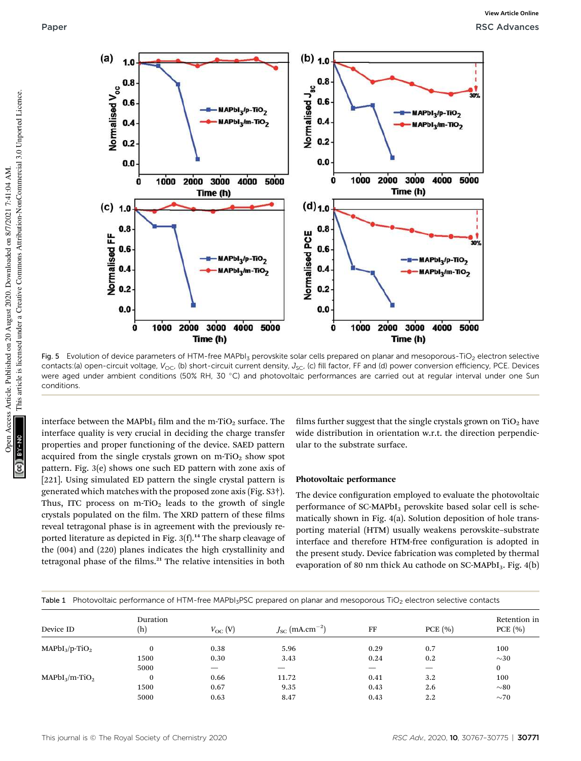(a)
1.0
0.8
0.6
0.4
0.2
0.0
Normalised $V_{oc}$
0 1000 2000 3000 4000 5000
Time (h)
$MAPbI_3$/p-$TiO_2$
$MAPbI_3$/m-$TiO_2$

(b)
1.0
0.8
0.6
0.4
0.2
0.0
Normalised $J_{sc}$
0 1000 2000 3000 4000 5000
Time (h)
30%
$MAPbI_3$/p-$TiO_2$
$MAPbI_3$/m-$TiO_2$

(c)
1.0
0.8
0.6
0.4
0.2
0.0
Normalised FF
0 1000 2000 3000 4000 5000
Time (h)
$MAPbI_3$/p-$TiO_2$
$MAPbI_3$/m-$TiO_2$

(d)
1.0
0.8
0.6
0.4
0.2
0.0
Normalised PCE
0 1000 2000 3000 4000 5000
Time (h)
30%
$MAPbI_3$/p-$TiO_2$
$MAPbI_3$/m-$TiO_2$

Fig. 5 Evolution of device parameters of HTM-free $MAPbI_3$ perovskite solar cells prepared on planar and mesoporous-$TiO_2$ electron selective contacts:(a) open-circuit voltage, $V_{OC}$, (b) short-circuit current density, $J_{SC}$, (c) fill factor, FF and (d) power conversion efficiency, PCE. Devices were aged under ambient conditions (50% RH, 30 °C) and photovoltaic performances are carried out at regular interval under one Sun conditions.

interface between the $MAPbI_3$ film and the m-$TiO_2$ surface. The interface quality is very crucial in deciding the charge transfer properties and proper functioning of the device. SAED pattern acquired from the single crystals grown on m-$TiO_2$ show spot pattern. Fig. 3(e) shows one such ED pattern with zone axis of [221]. Using simulated ED pattern the single crystal pattern is generated which matches with the proposed zone axis (Fig. S3†). Thus, ITC process on m-$TiO_2$ leads to the growth of single crystals populated on the film. The XRD pattern of these films reveal tetragonal phase is in agreement with the previously reported literature as depicted in Fig. 3(f).[14] The sharp cleavage of the (004) and (220) planes indicates the high crystallinity and tetragonal phase of the films.[21] The relative intensities in both films further suggest that the single crystals grown on $TiO_2$ have wide distribution in orientation w.r.t. the direction perpendicular to the substrate surface.

### Photovoltaic performance

The device configuration employed to evaluate the photovoltaic performance of SC-$MAPbI_3$ perovskite based solar cell is schematically shown in Fig. 4(a). Solution deposition of hole transporting material (HTM) usually weakens perovskite–substrate interface and therefore HTM-free configuration is adopted in the present study. Device fabrication was completed by thermal evaporation of 80 nm thick Au cathode on SC-$MAPbI_3$. Fig. 4(b)

Table 1 Photovoltaic performance of HTM-free $MAPbI_3$PSC prepared on planar and mesoporous $TiO_2$ electron selective contacts

| Device ID | Duration (h) | $V_{OC}$ (V) | $J_{SC}$ (mA.cm$^{-2}$) | FF | PCE (%) | Retention in PCE (%) |
|---|---|---|---|---|---|---|
| $MAPbI_3$/p-$TiO_2$ | 0 | 0.38 | 5.96 | 0.29 | 0.7 | 100 |
| | 1500 | 0.30 | 3.43 | 0.24 | 0.2 | ~30 |
| | 5000 | — | — | — | — | 0 |
| $MAPbI_3$/m-$TiO_2$ | 0 | 0.66 | 11.72 | 0.41 | 3.2 | 100 |
| | 1500 | 0.67 | 9.35 | 0.43 | 2.6 | ~80 |
| | 5000 | 0.63 | 8.47 | 0.43 | 2.2 | ~70 |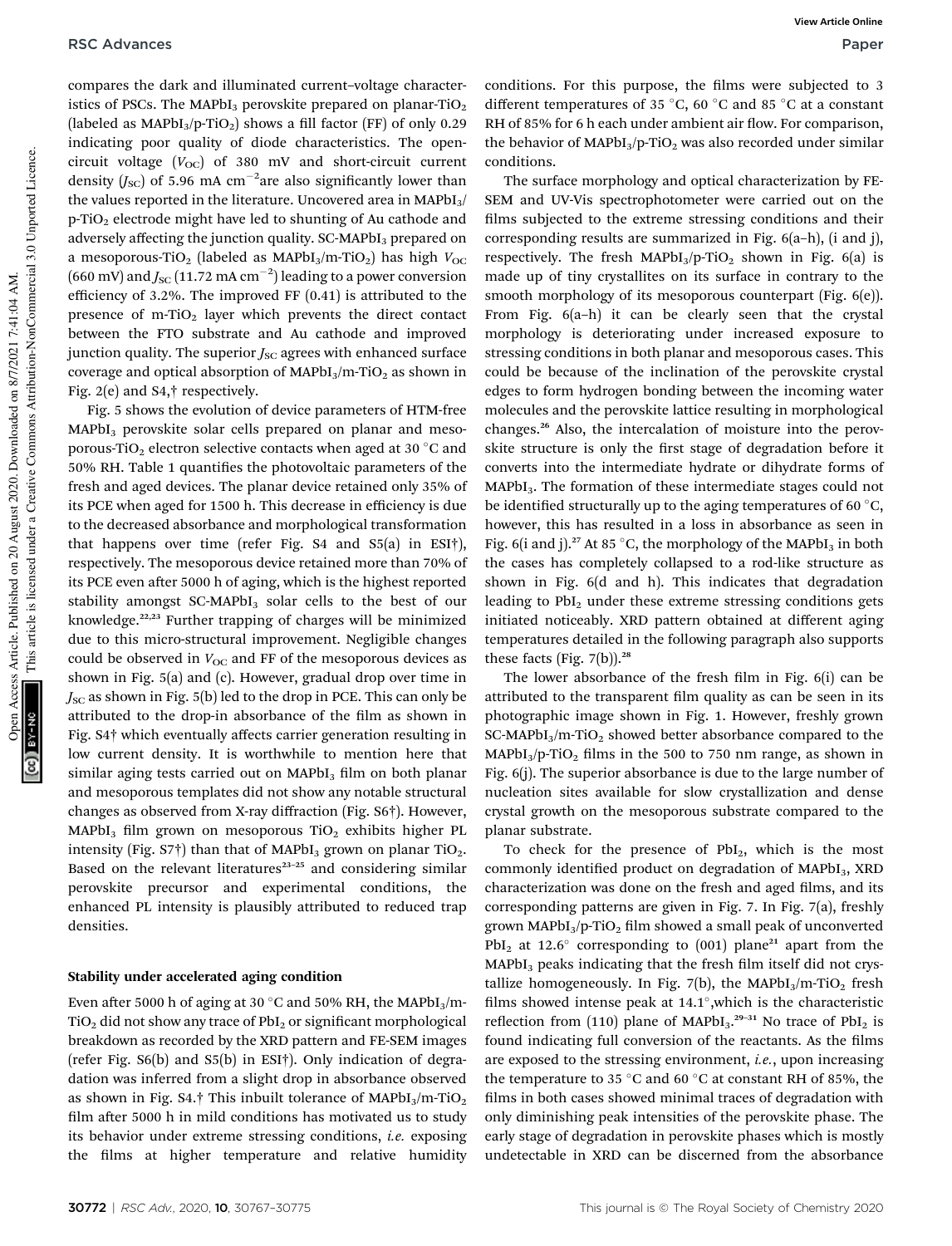compares the dark and illuminated current–voltage characteristics of PSCs. The $MAPbI_3$ perovskite prepared on planar-$TiO_2$ (labeled as $MAPbI_3$/p-$TiO_2$) shows a fill factor (FF) of only 0.29 indicating poor quality of diode characteristics. The open-circuit voltage ($V_{OC}$) of 380 mV and short-circuit current density ($J_{SC}$) of 5.96 mA $cm^{-2}$are also significantly lower than the values reported in the literature. Uncovered area in $MAPbI_3$/p-$TiO_2$ electrode might have led to shunting of Au cathode and adversely affecting the junction quality. SC-$MAPbI_3$ prepared on a mesoporous-$TiO_2$ (labeled as $MAPbI_3$/m-$TiO_2$) has high $V_{OC}$ (660 mV) and $J_{SC}$ (11.72 mA $cm^{-2}$) leading to a power conversion efficiency of 3.2%. The improved FF (0.41) is attributed to the presence of m-$TiO_2$ layer which prevents the direct contact between the FTO substrate and Au cathode and improved junction quality. The superior $J_{SC}$ agrees with enhanced surface coverage and optical absorption of $MAPbI_3$/m-$TiO_2$ as shown in Fig. 2(e) and S4,† respectively.

Fig. 5 shows the evolution of device parameters of HTM-free $MAPbI_3$ perovskite solar cells prepared on planar and mesoporous-$TiO_2$ electron selective contacts when aged at 30 °C and 50% RH. Table 1 quantifies the photovoltaic parameters of the fresh and aged devices. The planar device retained only 35% of its PCE when aged for 1500 h. This decrease in efficiency is due to the decreased absorbance and morphological transformation that happens over time (refer Fig. S4 and S5(a) in ESI†), respectively. The mesoporous device retained more than 70% of its PCE even after 5000 h of aging, which is the highest reported stability amongst SC-$MAPbI_3$ solar cells to the best of our knowledge.[22,23] Further trapping of charges will be minimized due to this micro-structural improvement. Negligible changes could be observed in $V_{OC}$ and FF of the mesoporous devices as shown in Fig. 5(a) and (c). However, gradual drop over time in $J_{SC}$ as shown in Fig. 5(b) led to the drop in PCE. This can only be attributed to the drop-in absorbance of the film as shown in Fig. S4† which eventually affects carrier generation resulting in low current density. It is worthwhile to mention here that similar aging tests carried out on $MAPbI_3$ film on both planar and mesoporous templates did not show any notable structural changes as observed from X-ray diffraction (Fig. S6†). However, $MAPbI_3$ film grown on mesoporous $TiO_2$ exhibits higher PL intensity (Fig. S7†) than that of $MAPbI_3$ grown on planar $TiO_2$. Based on the relevant literatures[23–25] and considering similar perovskite precursor and experimental conditions, the enhanced PL intensity is plausibly attributed to reduced trap densities.

### Stability under accelerated aging condition

Even after 5000 h of aging at 30 °C and 50% RH, the $MAPbI_3$/m-$TiO_2$ did not show any trace of $PbI_2$ or significant morphological breakdown as recorded by the XRD pattern and FE-SEM images (refer Fig. S6(b) and S5(b) in ESI†). Only indication of degradation was inferred from a slight drop in absorbance observed as shown in Fig. S4.† This inbuilt tolerance of $MAPbI_3$/m-$TiO_2$ film after 5000 h in mild conditions has motivated us to study its behavior under extreme stressing conditions, *i.e.* exposing the films at higher temperature and relative humidity conditions. For this purpose, the films were subjected to 3 different temperatures of 35 °C, 60 °C and 85 °C at a constant RH of 85% for 6 h each under ambient air flow. For comparison, the behavior of $MAPbI_3$/p-$TiO_2$ was also recorded under similar conditions.

The surface morphology and optical characterization by FE-SEM and UV-Vis spectrophotometer were carried out on the films subjected to the extreme stressing conditions and their corresponding results are summarized in Fig. 6(a–h), (i and j), respectively. The fresh $MAPbI_3$/p-$TiO_2$ shown in Fig. 6(a) is made up of tiny crystallites on its surface in contrary to the smooth morphology of its mesoporous counterpart (Fig. 6(e)). From Fig. 6(a–h) it can be clearly seen that the crystal morphology is deteriorating under increased exposure to stressing conditions in both planar and mesoporous cases. This could be because of the inclination of the perovskite crystal edges to form hydrogen bonding between the incoming water molecules and the perovskite lattice resulting in morphological changes.[26] Also, the intercalation of moisture into the perovskite structure is only the first stage of degradation before it converts into the intermediate hydrate or dihydrate forms of $MAPbI_3$. The formation of these intermediate stages could not be identified structurally up to the aging temperatures of 60 °C, however, this has resulted in a loss in absorbance as seen in Fig. 6(i and j).[27] At 85 °C, the morphology of the $MAPbI_3$ in both the cases has completely collapsed to a rod-like structure as shown in Fig. 6(d and h). This indicates that degradation leading to $PbI_2$ under these extreme stressing conditions gets initiated noticeably. XRD pattern obtained at different aging temperatures detailed in the following paragraph also supports these facts (Fig. 7(b)).[28]

The lower absorbance of the fresh film in Fig. 6(i) can be attributed to the transparent film quality as can be seen in its photographic image shown in Fig. 1. However, freshly grown SC-$MAPbI_3$/m-$TiO_2$ showed better absorbance compared to the $MAPbI_3$/p-$TiO_2$ films in the 500 to 750 nm range, as shown in Fig. 6(j). The superior absorbance is due to the large number of nucleation sites available for slow crystallization and dense crystal growth on the mesoporous substrate compared to the planar substrate.

To check for the presence of $PbI_2$, which is the most commonly identified product on degradation of $MAPbI_3$, XRD characterization was done on the fresh and aged films, and its corresponding patterns are given in Fig. 7. In Fig. 7(a), freshly grown $MAPbI_3$/p-$TiO_2$ film showed a small peak of unconverted $PbI_2$ at 12.6° corresponding to (001) plane[21] apart from the $MAPbI_3$ peaks indicating that the fresh film itself did not crystallize homogeneously. In Fig. 7(b), the $MAPbI_3$/m-$TiO_2$ fresh films showed intense peak at 14.1°,which is the characteristic reflection from (110) plane of $MAPbI_3$.[29–31] No trace of $PbI_2$ is found indicating full conversion of the reactants. As the films are exposed to the stressing environment, *i.e.*, upon increasing the temperature to 35 °C and 60 °C at constant RH of 85%, the films in both cases showed minimal traces of degradation with only diminishing peak intensities of the perovskite phase. The early stage of degradation in perovskite phases which is mostly undetectable in XRD can be discerned from the absorbance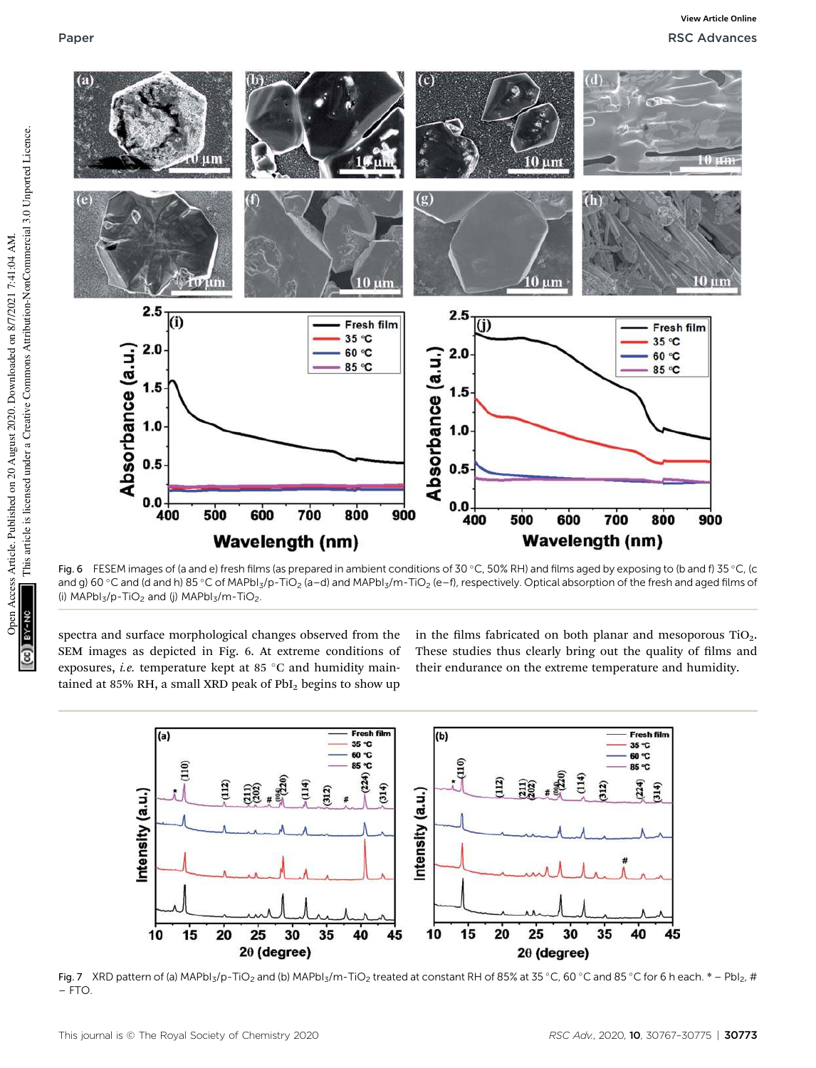(a)

10 μm

(b)

10 μm

(c)

10 μm

(d)

10 μm

(e)

10 μm

(f)

10 μm

(g)

10 μm

(h)

10 μm

(i)

Absorbance (a.u.)

Wavelength (nm)

Fresh film

35 °C

60 °C

85 °C

2.5

2.0

1.5

1.0

0.5

0.0

400 500 600 700 800 900

(j)

Absorbance (a.u.)

Wavelength (nm)

Fresh film

35 °C

60 °C

85 °C

2.5

2.0

1.5

1.0

0.5

0.0

400 500 600 700 800 900

Fig. 6 FESEM images of (a and e) fresh films (as prepared in ambient conditions of 30 °C, 50% RH) and films aged by exposing to (b and f) 35 °C, (c and g) 60 °C and (d and h) 85 °C of $MAPbI_3$/p-$TiO_2$ (a–d) and $MAPbI_3$/m-$TiO_2$ (e–f), respectively. Optical absorption of the fresh and aged films of (i) $MAPbI_3$/p-$TiO_2$ and (j) $MAPbI_3$/m-$TiO_2$.

spectra and surface morphological changes observed from the SEM images as depicted in Fig. 6. At extreme conditions of exposures, *i.e.* temperature kept at 85 °C and humidity maintained at 85% RH, a small XRD peak of $PbI_2$ begins to show up in the films fabricated on both planar and mesoporous $TiO_2$. These studies thus clearly bring out the quality of films and their endurance on the extreme temperature and humidity.

(a)

Intensity (a.u.)

2θ (degree)

Fresh film

35 °C

60 °C

85 °C

* (110) (112) (211) (202) # (004) (220) (114) (312) # (224) (314)

10 15 20 25 30 35 40 45

(b)

Intensity (a.u.)

2θ (degree)

Fresh film

35 °C

60 °C

85 °C

* (110) (112) (211) (202) # (004) (220) (114) (312) (224) (314)

#

10 15 20 25 30 35 40 45

Fig. 7 XRD pattern of (a) $MAPbI_3$/p-$TiO_2$ and (b) $MAPbI_3$/m-$TiO_2$ treated at constant RH of 85% at 35 °C, 60 °C and 85 °C for 6 h each. * – $PbI_2$, # – FTO.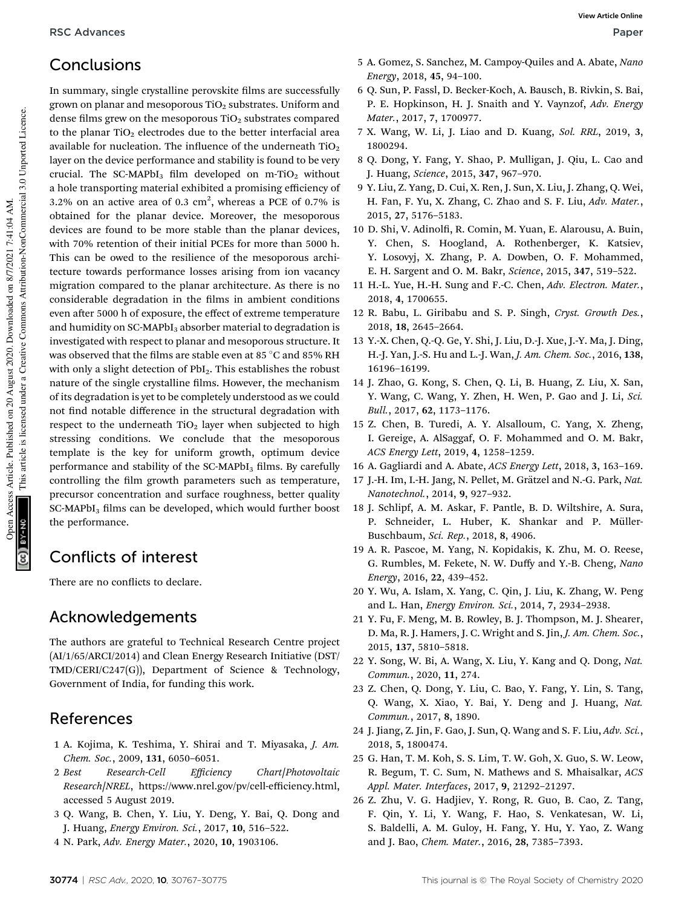## Conclusions

In summary, single crystalline perovskite films are successfully grown on planar and mesoporous $TiO_2$ substrates. Uniform and dense films grew on the mesoporous $TiO_2$ substrates compared to the planar $TiO_2$ electrodes due to the better interfacial area available for nucleation. The influence of the underneath $TiO_2$ layer on the device performance and stability is found to be very crucial. The SC-$MAPbI_3$ film developed on m-$TiO_2$ without a hole transporting material exhibited a promising efficiency of 3.2% on an active area of 0.3 $cm^2$, whereas a PCE of 0.7% is obtained for the planar device. Moreover, the mesoporous devices are found to be more stable than the planar devices, with 70% retention of their initial PCEs for more than 5000 h. This can be owed to the resilience of the mesoporous architecture towards performance losses arising from ion vacancy migration compared to the planar architecture. As there is no considerable degradation in the films in ambient conditions even after 5000 h of exposure, the effect of extreme temperature and humidity on SC-$MAPbI_3$ absorber material to degradation is investigated with respect to planar and mesoporous structure. It was observed that the films are stable even at 85 °C and 85% RH with only a slight detection of $PbI_2$. This establishes the robust nature of the single crystalline films. However, the mechanism of its degradation is yet to be completely understood as we could not find notable difference in the structural degradation with respect to the underneath $TiO_2$ layer when subjected to high stressing conditions. We conclude that the mesoporous template is the key for uniform growth, optimum device performance and stability of the SC-$MAPbI_3$ films. By carefully controlling the film growth parameters such as temperature, precursor concentration and surface roughness, better quality SC-$MAPbI_3$ films can be developed, which would further boost the performance.

## Conflicts of interest

There are no conflicts to declare.

## Acknowledgements

The authors are grateful to Technical Research Centre project (AI/1/65/ARCI/2014) and Clean Energy Research Initiative (DST/TMD/CERI/C247(G)), Department of Science & Technology, Government of India, for funding this work.

## References

1 A. Kojima, K. Teshima, Y. Shirai and T. Miyasaka, *J. Am. Chem. Soc.*, 2009, **131**, 6050–6051.

2 *Best Research-Cell Efficiency Chart|Photovoltaic Research|NREL*, https://www.nrel.gov/pv/cell-efficiency.html, accessed 5 August 2019.

3 Q. Wang, B. Chen, Y. Liu, Y. Deng, Y. Bai, Q. Dong and J. Huang, *Energy Environ. Sci.*, 2017, **10**, 516–522.

4 N. Park, *Adv. Energy Mater.*, 2020, **10**, 1903106.

5 A. Gomez, S. Sanchez, M. Campoy-Quiles and A. Abate, *Nano Energy*, 2018, **45**, 94–100.

6 Q. Sun, P. Fassl, D. Becker-Koch, A. Bausch, B. Rivkin, S. Bai, P. E. Hopkinson, H. J. Snaith and Y. Vaynzof, *Adv. Energy Mater.*, 2017, **7**, 1700977.

7 X. Wang, W. Li, J. Liao and D. Kuang, *Sol. RRL*, 2019, **3**, 1800294.

8 Q. Dong, Y. Fang, Y. Shao, P. Mulligan, J. Qiu, L. Cao and J. Huang, *Science*, 2015, **347**, 967–970.

9 Y. Liu, Z. Yang, D. Cui, X. Ren, J. Sun, X. Liu, J. Zhang, Q. Wei, H. Fan, F. Yu, X. Zhang, C. Zhao and S. F. Liu, *Adv. Mater.*, 2015, **27**, 5176–5183.

10 D. Shi, V. Adinolfi, R. Comin, M. Yuan, E. Alarousu, A. Buin, Y. Chen, S. Hoogland, A. Rothenberger, K. Katsiev, Y. Losovyj, X. Zhang, P. A. Dowben, O. F. Mohammed, E. H. Sargent and O. M. Bakr, *Science*, 2015, **347**, 519–522.

11 H.-L. Yue, H.-H. Sung and F.-C. Chen, *Adv. Electron. Mater.*, 2018, **4**, 1700655.

12 R. Babu, L. Giribabu and S. P. Singh, *Cryst. Growth Des.*, 2018, **18**, 2645–2664.

13 Y.-X. Chen, Q.-Q. Ge, Y. Shi, J. Liu, D.-J. Xue, J.-Y. Ma, J. Ding, H.-J. Yan, J.-S. Hu and L.-J. Wan, *J. Am. Chem. Soc.*, 2016, **138**, 16196–16199.

14 J. Zhao, G. Kong, S. Chen, Q. Li, B. Huang, Z. Liu, X. San, Y. Wang, C. Wang, Y. Zhen, H. Wen, P. Gao and J. Li, *Sci. Bull.*, 2017, **62**, 1173–1176.

15 Z. Chen, B. Turedi, A. Y. Alsalloum, C. Yang, X. Zheng, I. Gereige, A. AlSaggaf, O. F. Mohammed and O. M. Bakr, *ACS Energy Lett*, 2019, **4**, 1258–1259.

16 A. Gagliardi and A. Abate, *ACS Energy Lett*, 2018, **3**, 163–169.

17 J.-H. Im, I.-H. Jang, N. Pellet, M. Grätzel and N.-G. Park, *Nat. Nanotechnol.*, 2014, **9**, 927–932.

18 J. Schlipf, A. M. Askar, F. Pantle, B. D. Wiltshire, A. Sura, P. Schneider, L. Huber, K. Shankar and P. Müller-Buschbaum, *Sci. Rep.*, 2018, **8**, 4906.

19 A. R. Pascoe, M. Yang, N. Kopidakis, K. Zhu, M. O. Reese, G. Rumbles, M. Fekete, N. W. Duffy and Y.-B. Cheng, *Nano Energy*, 2016, **22**, 439–452.

20 Y. Wu, A. Islam, X. Yang, C. Qin, J. Liu, K. Zhang, W. Peng and L. Han, *Energy Environ. Sci.*, 2014, **7**, 2934–2938.

21 Y. Fu, F. Meng, M. B. Rowley, B. J. Thompson, M. J. Shearer, D. Ma, R. J. Hamers, J. C. Wright and S. Jin, *J. Am. Chem. Soc.*, 2015, **137**, 5810–5818.

22 Y. Song, W. Bi, A. Wang, X. Liu, Y. Kang and Q. Dong, *Nat. Commun.*, 2020, **11**, 274.

23 Z. Chen, Q. Dong, Y. Liu, C. Bao, Y. Fang, Y. Lin, S. Tang, Q. Wang, X. Xiao, Y. Bai, Y. Deng and J. Huang, *Nat. Commun.*, 2017, **8**, 1890.

24 J. Jiang, Z. Jin, F. Gao, J. Sun, Q. Wang and S. F. Liu, *Adv. Sci.*, 2018, **5**, 1800474.

25 G. Han, T. M. Koh, S. S. Lim, T. W. Goh, X. Guo, S. W. Leow, R. Begum, T. C. Sum, N. Mathews and S. Mhaisalkar, *ACS Appl. Mater. Interfaces*, 2017, **9**, 21292–21297.

26 Z. Zhu, V. G. Hadjiev, Y. Rong, R. Guo, B. Cao, Z. Tang, F. Qin, Y. Li, Y. Wang, F. Hao, S. Venkatesan, W. Li, S. Baldelli, A. M. Guloy, H. Fang, Y. Hu, Y. Yao, Z. Wang and J. Bao, *Chem. Mater.*, 2016, **28**, 7385–7393.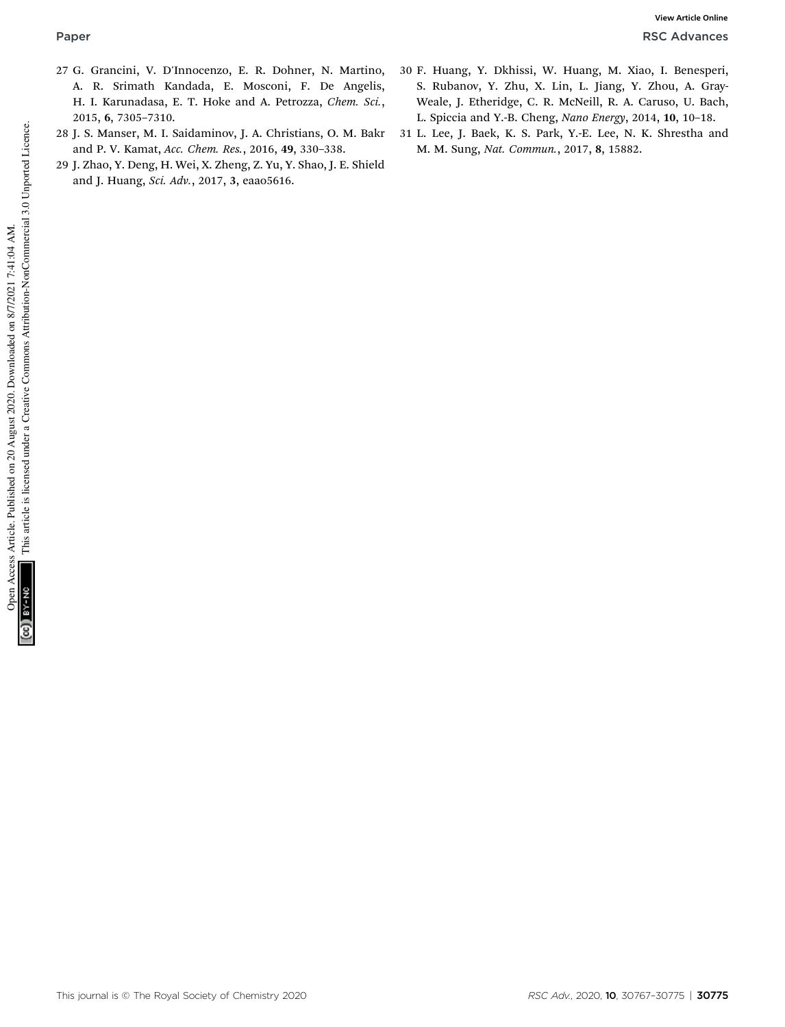27 G. Grancini, V. D'Innocenzo, E. R. Dohner, N. Martino, A. R. Srimath Kandada, E. Mosconi, F. De Angelis, H. I. Karunadasa, E. T. Hoke and A. Petrozza, *Chem. Sci.*, 2015, **6**, 7305–7310.

28 J. S. Manser, M. I. Saidaminov, J. A. Christians, O. M. Bakr and P. V. Kamat, *Acc. Chem. Res.*, 2016, **49**, 330–338.

29 J. Zhao, Y. Deng, H. Wei, X. Zheng, Z. Yu, Y. Shao, J. E. Shield and J. Huang, *Sci. Adv.*, 2017, **3**, eaao5616.

30 F. Huang, Y. Dkhissi, W. Huang, M. Xiao, I. Benesperi, S. Rubanov, Y. Zhu, X. Lin, L. Jiang, Y. Zhou, A. Gray-Weale, J. Etheridge, C. R. McNeill, R. A. Caruso, U. Bach, L. Spiccia and Y.-B. Cheng, *Nano Energy*, 2014, **10**, 10–18.

31 L. Lee, J. Baek, K. S. Park, Y.-E. Lee, N. K. Shrestha and M. M. Sung, *Nat. Commun.*, 2017, **8**, 15882.